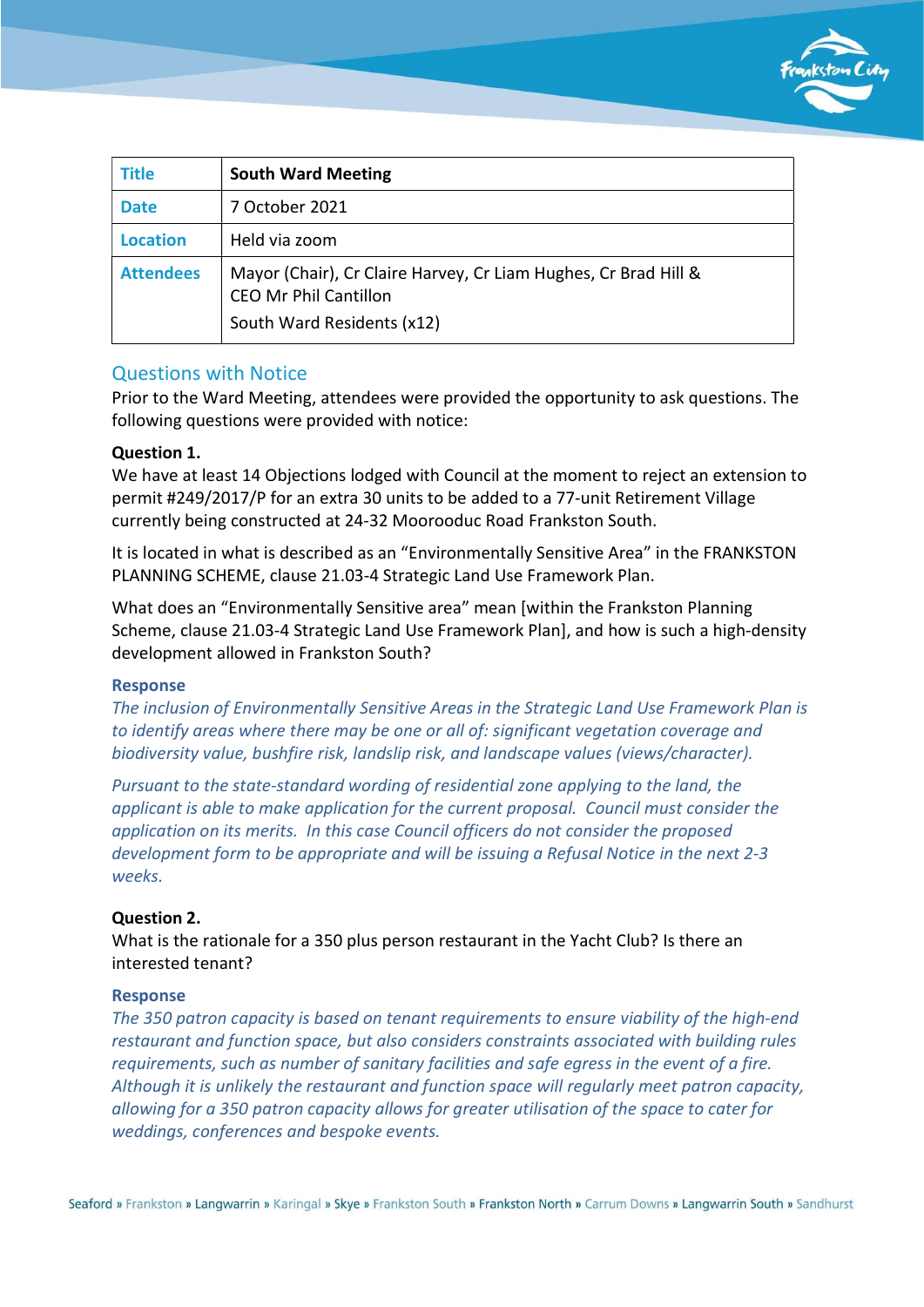| Title | South Ward Meeting |
| --- | --- |
| Date | 7 October 2021 |
| Location | Held via zoom |
| Attendees | Mayor (Chair), Cr Claire Harvey, Cr Liam Hughes, Cr Brad Hill & CEO Mr Phil Cantillon<br>South Ward Residents (x12) |

## Questions with Notice

Prior to the Ward Meeting, attendees were provided the opportunity to ask questions. The following questions were provided with notice:

**Question 1.**

We have at least 14 Objections lodged with Council at the moment to reject an extension to permit #249/2017/P for an extra 30 units to be added to a 77-unit Retirement Village currently being constructed at 24-32 Moorooduc Road Frankston South.

It is located in what is described as an "Environmentally Sensitive Area" in the FRANKSTON PLANNING SCHEME, clause 21.03-4 Strategic Land Use Framework Plan.

What does an "Environmentally Sensitive area" mean [within the Frankston Planning Scheme, clause 21.03-4 Strategic Land Use Framework Plan], and how is such a high-density development allowed in Frankston South?

### Response

*The inclusion of Environmentally Sensitive Areas in the Strategic Land Use Framework Plan is to identify areas where there may be one or all of: significant vegetation coverage and biodiversity value, bushfire risk, landslip risk, and landscape values (views/character).*

*Pursuant to the state-standard wording of residential zone applying to the land, the applicant is able to make application for the current proposal. Council must consider the application on its merits. In this case Council officers do not consider the proposed development form to be appropriate and will be issuing a Refusal Notice in the next 2-3 weeks.*

**Question 2.**

What is the rationale for a 350 plus person restaurant in the Yacht Club? Is there an interested tenant?

### Response

*The 350 patron capacity is based on tenant requirements to ensure viability of the high-end restaurant and function space, but also considers constraints associated with building rules requirements, such as number of sanitary facilities and safe egress in the event of a fire. Although it is unlikely the restaurant and function space will regularly meet patron capacity, allowing for a 350 patron capacity allows for greater utilisation of the space to cater for weddings, conferences and bespoke events.*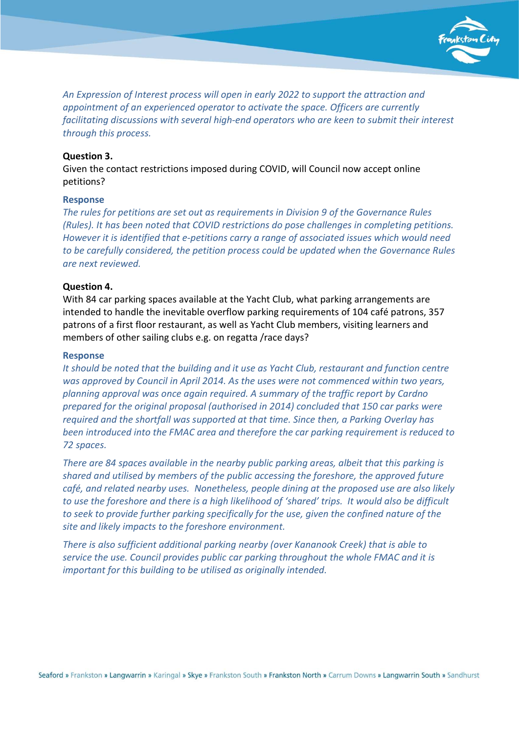*An Expression of Interest process will open in early 2022 to support the attraction and appointment of an experienced operator to activate the space. Officers are currently facilitating discussions with several high-end operators who are keen to submit their interest through this process.*

**Question 3.**

Given the contact restrictions imposed during COVID, will Council now accept online petitions?

**Response**

*The rules for petitions are set out as requirements in Division 9 of the Governance Rules (Rules). It has been noted that COVID restrictions do pose challenges in completing petitions. However it is identified that e-petitions carry a range of associated issues which would need to be carefully considered, the petition process could be updated when the Governance Rules are next reviewed.*

**Question 4.**

With 84 car parking spaces available at the Yacht Club, what parking arrangements are intended to handle the inevitable overflow parking requirements of 104 café patrons, 357 patrons of a first floor restaurant, as well as Yacht Club members, visiting learners and members of other sailing clubs e.g. on regatta /race days?

**Response**

*It should be noted that the building and it use as Yacht Club, restaurant and function centre was approved by Council in April 2014. As the uses were not commenced within two years, planning approval was once again required. A summary of the traffic report by Cardno prepared for the original proposal (authorised in 2014) concluded that 150 car parks were required and the shortfall was supported at that time. Since then, a Parking Overlay has been introduced into the FMAC area and therefore the car parking requirement is reduced to 72 spaces.*

*There are 84 spaces available in the nearby public parking areas, albeit that this parking is shared and utilised by members of the public accessing the foreshore, the approved future café, and related nearby uses. Nonetheless, people dining at the proposed use are also likely to use the foreshore and there is a high likelihood of 'shared' trips. It would also be difficult to seek to provide further parking specifically for the use, given the confined nature of the site and likely impacts to the foreshore environment.*

*There is also sufficient additional parking nearby (over Kananook Creek) that is able to service the use. Council provides public car parking throughout the whole FMAC and it is important for this building to be utilised as originally intended.*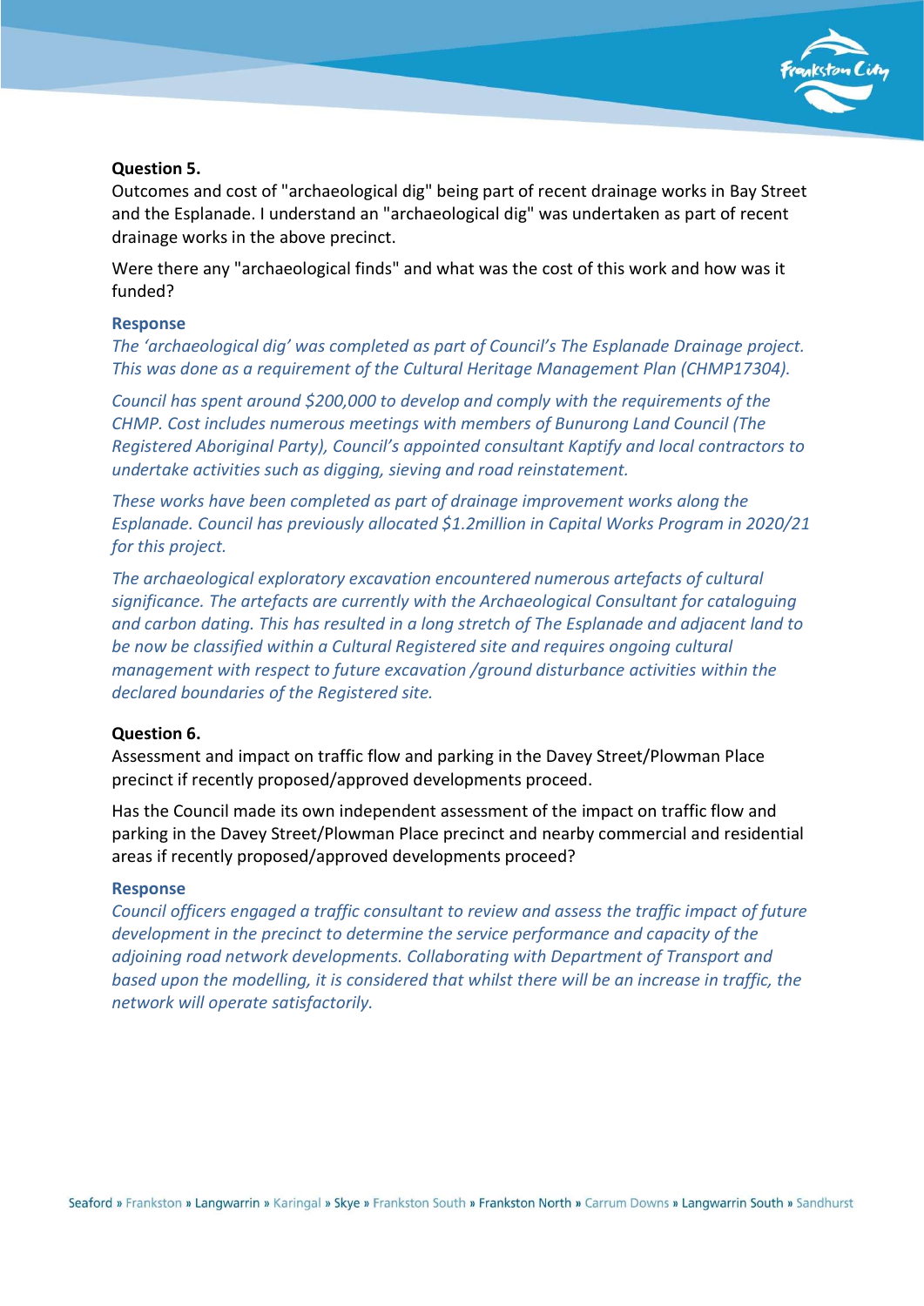**Question 5.**

Outcomes and cost of "archaeological dig" being part of recent drainage works in Bay Street and the Esplanade. I understand an "archaeological dig" was undertaken as part of recent drainage works in the above precinct.

Were there any "archaeological finds" and what was the cost of this work and how was it funded?

**Response**

*The 'archaeological dig' was completed as part of Council's The Esplanade Drainage project. This was done as a requirement of the Cultural Heritage Management Plan (CHMP17304).*

*Council has spent around $200,000 to develop and comply with the requirements of the CHMP. Cost includes numerous meetings with members of Bunurong Land Council (The Registered Aboriginal Party), Council's appointed consultant Kaptify and local contractors to undertake activities such as digging, sieving and road reinstatement.*

*These works have been completed as part of drainage improvement works along the Esplanade. Council has previously allocated $1.2million in Capital Works Program in 2020/21 for this project.*

*The archaeological exploratory excavation encountered numerous artefacts of cultural significance. The artefacts are currently with the Archaeological Consultant for cataloguing and carbon dating. This has resulted in a long stretch of The Esplanade and adjacent land to be now be classified within a Cultural Registered site and requires ongoing cultural management with respect to future excavation /ground disturbance activities within the declared boundaries of the Registered site.*

**Question 6.**

Assessment and impact on traffic flow and parking in the Davey Street/Plowman Place precinct if recently proposed/approved developments proceed.

Has the Council made its own independent assessment of the impact on traffic flow and parking in the Davey Street/Plowman Place precinct and nearby commercial and residential areas if recently proposed/approved developments proceed?

**Response**

*Council officers engaged a traffic consultant to review and assess the traffic impact of future development in the precinct to determine the service performance and capacity of the adjoining road network developments. Collaborating with Department of Transport and based upon the modelling, it is considered that whilst there will be an increase in traffic, the network will operate satisfactorily.*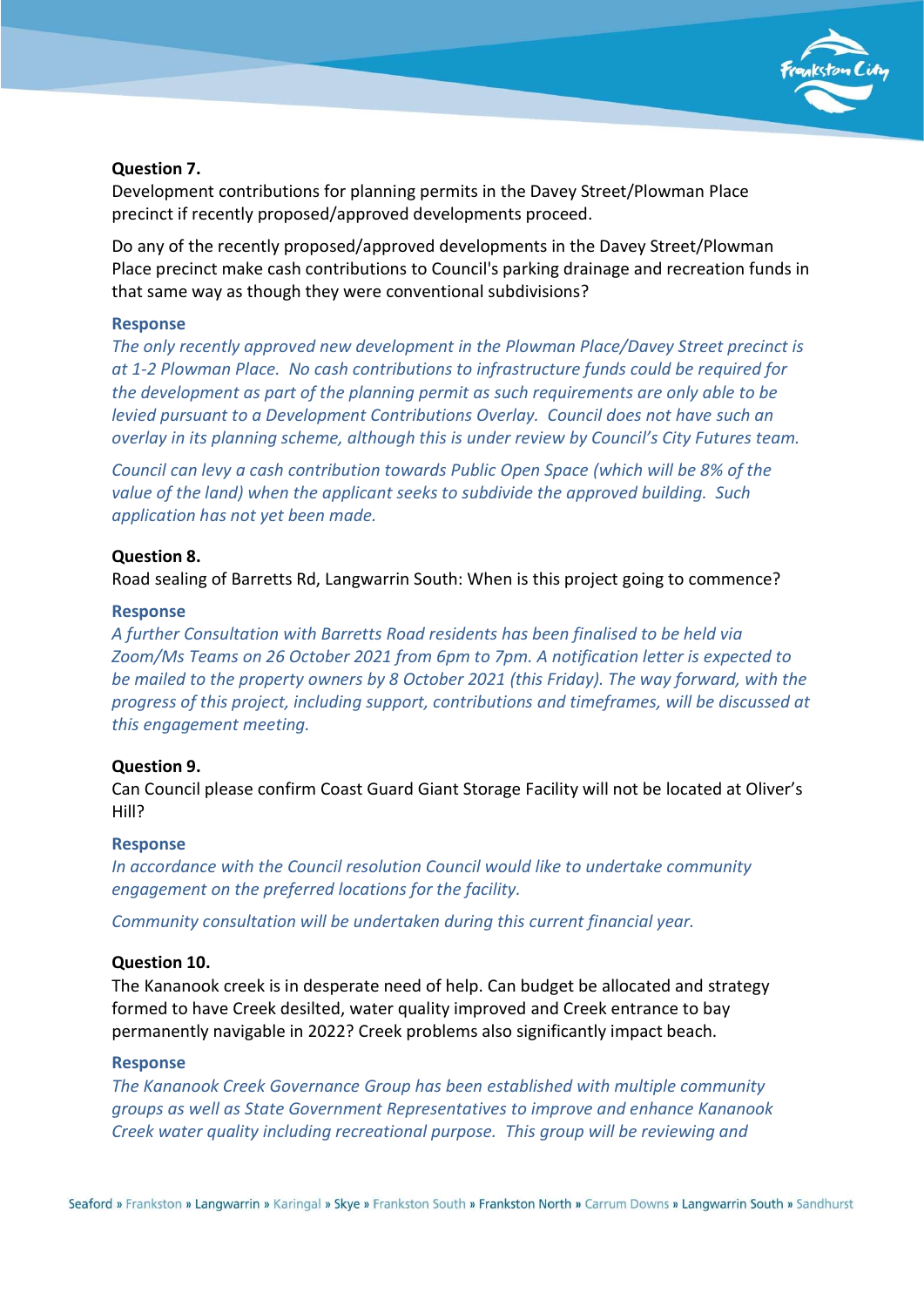**Question 7.**

Development contributions for planning permits in the Davey Street/Plowman Place precinct if recently proposed/approved developments proceed.

Do any of the recently proposed/approved developments in the Davey Street/Plowman Place precinct make cash contributions to Council's parking drainage and recreation funds in that same way as though they were conventional subdivisions?

**Response**

*The only recently approved new development in the Plowman Place/Davey Street precinct is at 1-2 Plowman Place. No cash contributions to infrastructure funds could be required for the development as part of the planning permit as such requirements are only able to be levied pursuant to a Development Contributions Overlay. Council does not have such an overlay in its planning scheme, although this is under review by Council's City Futures team.*

*Council can levy a cash contribution towards Public Open Space (which will be 8% of the value of the land) when the applicant seeks to subdivide the approved building. Such application has not yet been made.*

**Question 8.**

Road sealing of Barretts Rd, Langwarrin South: When is this project going to commence?

**Response**

*A further Consultation with Barretts Road residents has been finalised to be held via Zoom/Ms Teams on 26 October 2021 from 6pm to 7pm. A notification letter is expected to be mailed to the property owners by 8 October 2021 (this Friday). The way forward, with the progress of this project, including support, contributions and timeframes, will be discussed at this engagement meeting.*

**Question 9.**

Can Council please confirm Coast Guard Giant Storage Facility will not be located at Oliver's Hill?

**Response**

*In accordance with the Council resolution Council would like to undertake community engagement on the preferred locations for the facility.*

*Community consultation will be undertaken during this current financial year.*

**Question 10.**

The Kananook creek is in desperate need of help. Can budget be allocated and strategy formed to have Creek desilted, water quality improved and Creek entrance to bay permanently navigable in 2022? Creek problems also significantly impact beach.

**Response**

*The Kananook Creek Governance Group has been established with multiple community groups as well as State Government Representatives to improve and enhance Kananook Creek water quality including recreational purpose. This group will be reviewing and*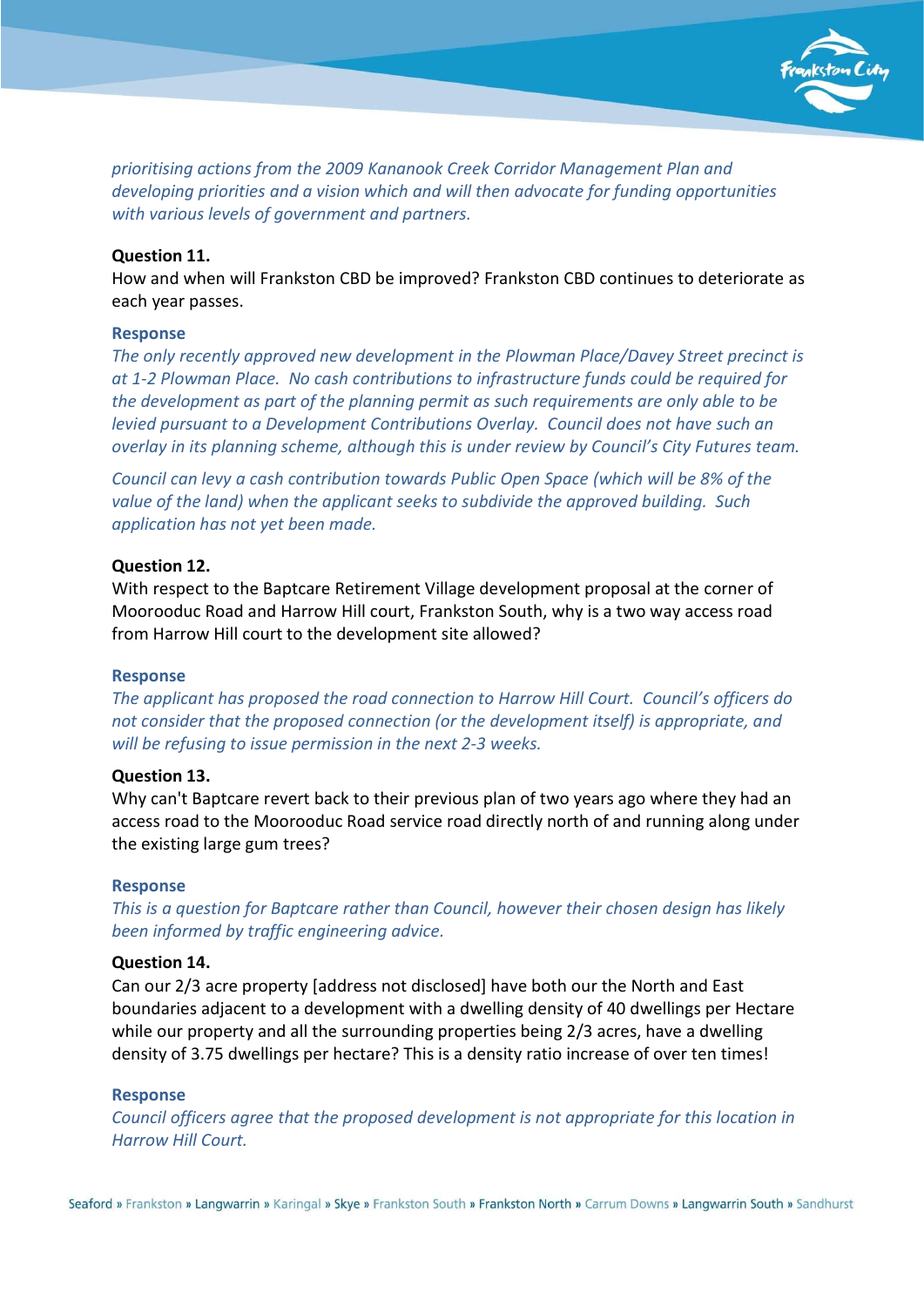*prioritising actions from the 2009 Kananook Creek Corridor Management Plan and developing priorities and a vision which and will then advocate for funding opportunities with various levels of government and partners.*

**Question 11.**

How and when will Frankston CBD be improved? Frankston CBD continues to deteriorate as each year passes.

**Response**

*The only recently approved new development in the Plowman Place/Davey Street precinct is at 1-2 Plowman Place. No cash contributions to infrastructure funds could be required for the development as part of the planning permit as such requirements are only able to be levied pursuant to a Development Contributions Overlay. Council does not have such an overlay in its planning scheme, although this is under review by Council's City Futures team.*

*Council can levy a cash contribution towards Public Open Space (which will be 8% of the value of the land) when the applicant seeks to subdivide the approved building. Such application has not yet been made.*

**Question 12.**

With respect to the Baptcare Retirement Village development proposal at the corner of Moorooduc Road and Harrow Hill court, Frankston South, why is a two way access road from Harrow Hill court to the development site allowed?

**Response**

*The applicant has proposed the road connection to Harrow Hill Court. Council's officers do not consider that the proposed connection (or the development itself) is appropriate, and will be refusing to issue permission in the next 2-3 weeks.*

**Question 13.**

Why can't Baptcare revert back to their previous plan of two years ago where they had an access road to the Moorooduc Road service road directly north of and running along under the existing large gum trees?

**Response**

*This is a question for Baptcare rather than Council, however their chosen design has likely been informed by traffic engineering advice.*

**Question 14.**

Can our 2/3 acre property [address not disclosed] have both our the North and East boundaries adjacent to a development with a dwelling density of 40 dwellings per Hectare while our property and all the surrounding properties being 2/3 acres, have a dwelling density of 3.75 dwellings per hectare? This is a density ratio increase of over ten times!

**Response**

*Council officers agree that the proposed development is not appropriate for this location in Harrow Hill Court.*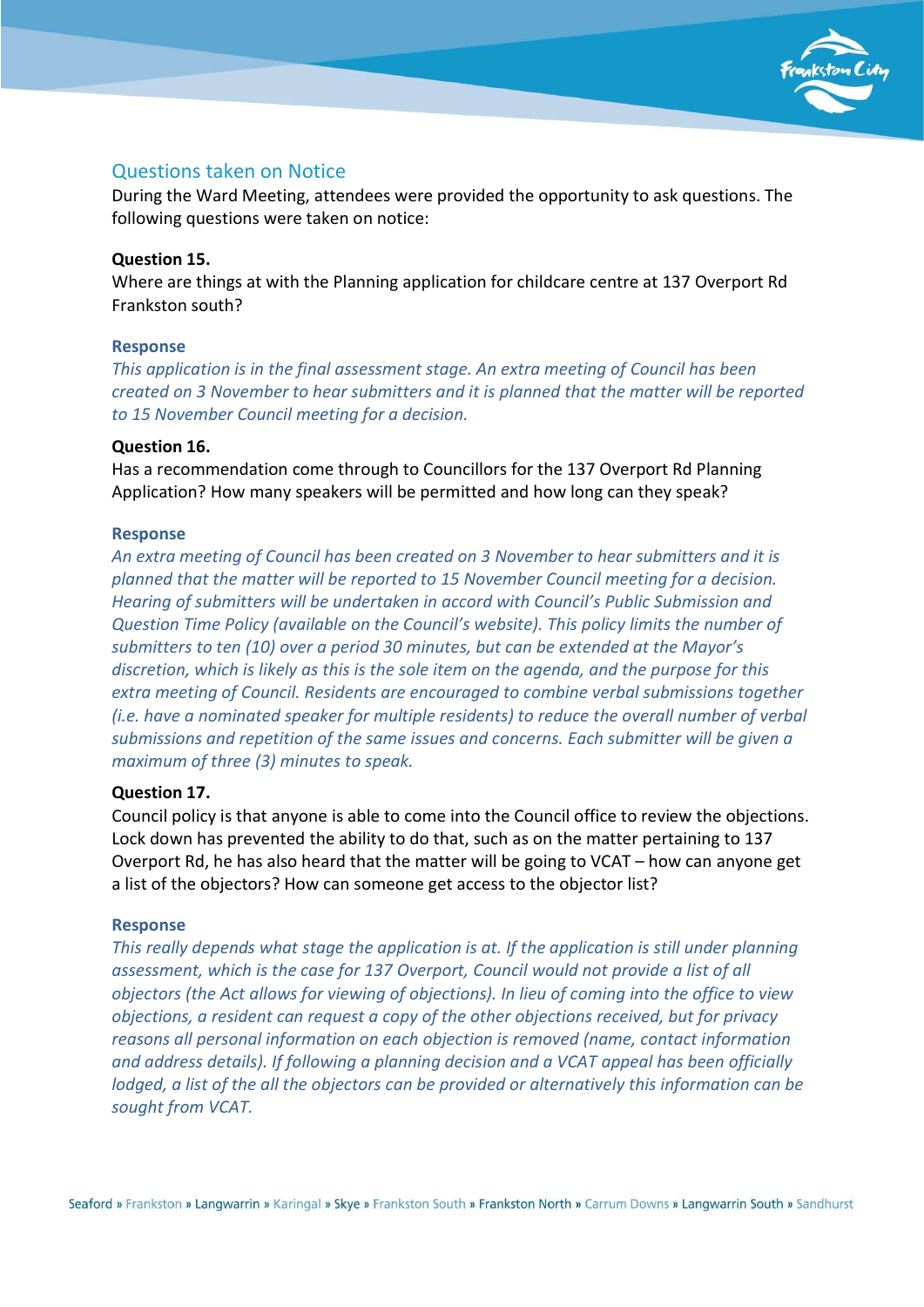## Questions taken on Notice

During the Ward Meeting, attendees were provided the opportunity to ask questions. The following questions were taken on notice:

**Question 15.**

Where are things at with the Planning application for childcare centre at 137 Overport Rd Frankston south?

**Response**

*This application is in the final assessment stage. An extra meeting of Council has been created on 3 November to hear submitters and it is planned that the matter will be reported to 15 November Council meeting for a decision.*

**Question 16.**

Has a recommendation come through to Councillors for the 137 Overport Rd Planning Application? How many speakers will be permitted and how long can they speak?

**Response**

*An extra meeting of Council has been created on 3 November to hear submitters and it is planned that the matter will be reported to 15 November Council meeting for a decision. Hearing of submitters will be undertaken in accord with Council's Public Submission and Question Time Policy (available on the Council's website). This policy limits the number of submitters to ten (10) over a period 30 minutes, but can be extended at the Mayor's discretion, which is likely as this is the sole item on the agenda, and the purpose for this extra meeting of Council. Residents are encouraged to combine verbal submissions together (i.e. have a nominated speaker for multiple residents) to reduce the overall number of verbal submissions and repetition of the same issues and concerns. Each submitter will be given a maximum of three (3) minutes to speak.*

**Question 17.**

Council policy is that anyone is able to come into the Council office to review the objections. Lock down has prevented the ability to do that, such as on the matter pertaining to 137 Overport Rd, he has also heard that the matter will be going to VCAT – how can anyone get a list of the objectors? How can someone get access to the objector list?

**Response**

*This really depends what stage the application is at. If the application is still under planning assessment, which is the case for 137 Overport, Council would not provide a list of all objectors (the Act allows for viewing of objections). In lieu of coming into the office to view objections, a resident can request a copy of the other objections received, but for privacy reasons all personal information on each objection is removed (name, contact information and address details). If following a planning decision and a VCAT appeal has been officially lodged, a list of the all the objectors can be provided or alternatively this information can be sought from VCAT.*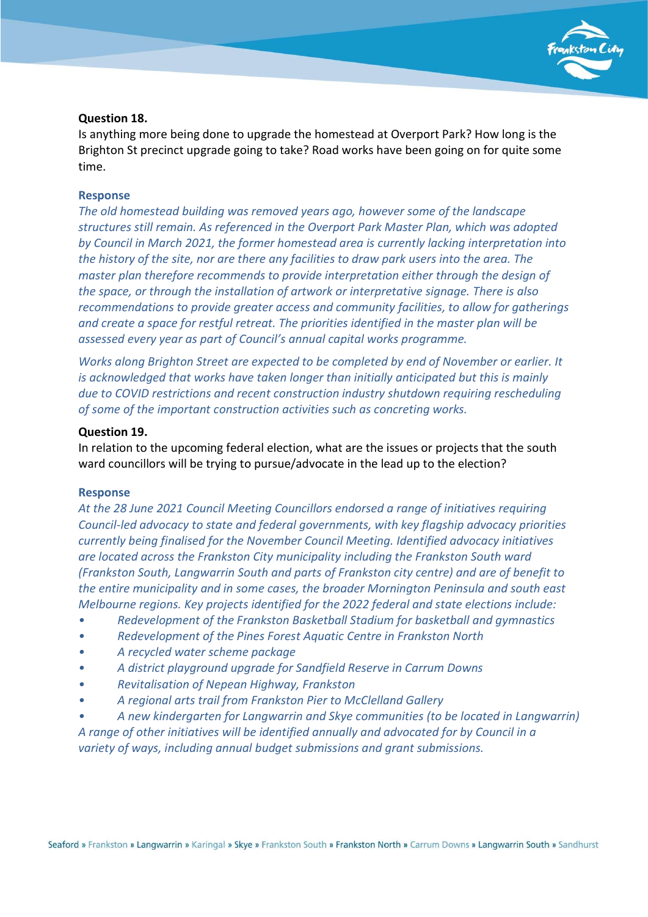**Question 18.**
Is anything more being done to upgrade the homestead at Overport Park? How long is the Brighton St precinct upgrade going to take? Road works have been going on for quite some time.

**Response**
*The old homestead building was removed years ago, however some of the landscape structures still remain. As referenced in the Overport Park Master Plan, which was adopted by Council in March 2021, the former homestead area is currently lacking interpretation into the history of the site, nor are there any facilities to draw park users into the area. The master plan therefore recommends to provide interpretation either through the design of the space, or through the installation of artwork or interpretative signage. There is also recommendations to provide greater access and community facilities, to allow for gatherings and create a space for restful retreat. The priorities identified in the master plan will be assessed every year as part of Council's annual capital works programme.*

*Works along Brighton Street are expected to be completed by end of November or earlier. It is acknowledged that works have taken longer than initially anticipated but this is mainly due to COVID restrictions and recent construction industry shutdown requiring rescheduling of some of the important construction activities such as concreting works.*

**Question 19.**
In relation to the upcoming federal election, what are the issues or projects that the south ward councillors will be trying to pursue/advocate in the lead up to the election?

**Response**
*At the 28 June 2021 Council Meeting Councillors endorsed a range of initiatives requiring Council-led advocacy to state and federal governments, with key flagship advocacy priorities currently being finalised for the November Council Meeting. Identified advocacy initiatives are located across the Frankston City municipality including the Frankston South ward (Frankston South, Langwarrin South and parts of Frankston city centre) and are of benefit to the entire municipality and in some cases, the broader Mornington Peninsula and south east Melbourne regions. Key projects identified for the 2022 federal and state elections include:*

- *Redevelopment of the Frankston Basketball Stadium for basketball and gymnastics*
- *Redevelopment of the Pines Forest Aquatic Centre in Frankston North*
- *A recycled water scheme package*
- *A district playground upgrade for Sandfield Reserve in Carrum Downs*
- *Revitalisation of Nepean Highway, Frankston*
- *A regional arts trail from Frankston Pier to McClelland Gallery*
- *A new kindergarten for Langwarrin and Skye communities (to be located in Langwarrin)*

*A range of other initiatives will be identified annually and advocated for by Council in a variety of ways, including annual budget submissions and grant submissions.*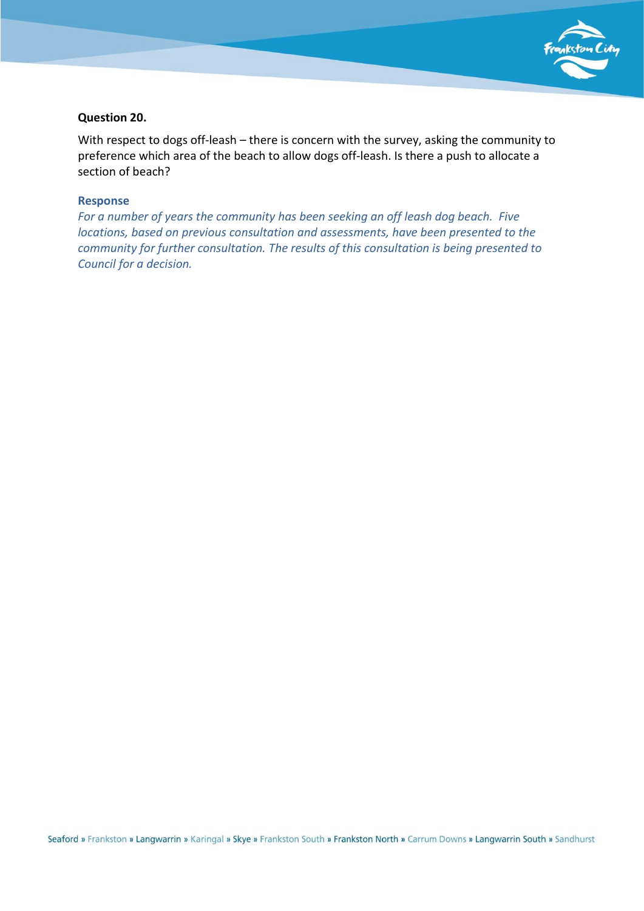**Question 20.**

With respect to dogs off-leash – there is concern with the survey, asking the community to preference which area of the beach to allow dogs off-leash. Is there a push to allocate a section of beach?

**Response**

*For a number of years the community has been seeking an off leash dog beach. Five locations, based on previous consultation and assessments, have been presented to the community for further consultation. The results of this consultation is being presented to Council for a decision.*